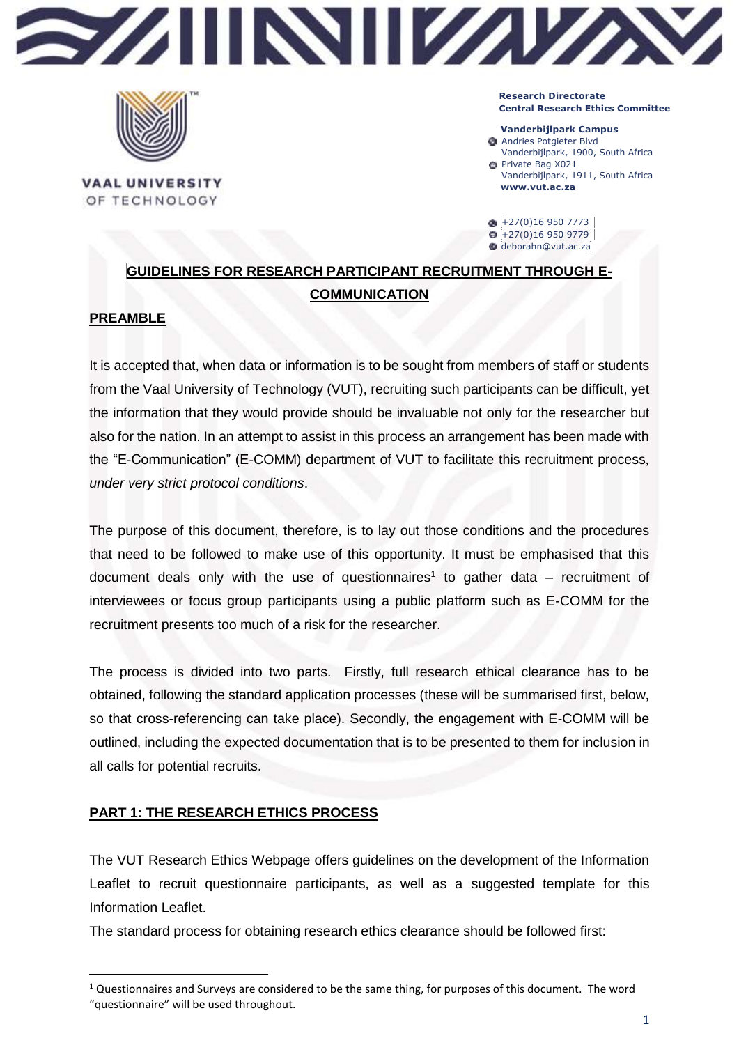VAAL UNIVERSITY OF TECHNOLOGY

**Research Directorate**
**Central Research Ethics Committee**

**Vanderbijlpark Campus**
Andries Potgieter Blvd
Vanderbijlpark, 1900, South Africa
Private Bag X021
Vanderbijlpark, 1911, South Africa
**www.vut.ac.za**

+27(0)16 950 7773
+27(0)16 950 9779
deborahn@vut.ac.za

# GUIDELINES FOR RESEARCH PARTICIPANT RECRUITMENT THROUGH E-COMMUNICATION

## PREAMBLE

It is accepted that, when data or information is to be sought from members of staff or students from the Vaal University of Technology (VUT), recruiting such participants can be difficult, yet the information that they would provide should be invaluable not only for the researcher but also for the nation. In an attempt to assist in this process an arrangement has been made with the "E-Communication" (E-COMM) department of VUT to facilitate this recruitment process, *under very strict protocol conditions*.

The purpose of this document, therefore, is to lay out those conditions and the procedures that need to be followed to make use of this opportunity. It must be emphasised that this document deals only with the use of questionnaires[1] to gather data – recruitment of interviewees or focus group participants using a public platform such as E-COMM for the recruitment presents too much of a risk for the researcher.

The process is divided into two parts. Firstly, full research ethical clearance has to be obtained, following the standard application processes (these will be summarised first, below, so that cross-referencing can take place). Secondly, the engagement with E-COMM will be outlined, including the expected documentation that is to be presented to them for inclusion in all calls for potential recruits.

## PART 1: THE RESEARCH ETHICS PROCESS

The VUT Research Ethics Webpage offers guidelines on the development of the Information Leaflet to recruit questionnaire participants, as well as a suggested template for this Information Leaflet.

The standard process for obtaining research ethics clearance should be followed first:

[1] Questionnaires and Surveys are considered to be the same thing, for purposes of this document. The word "questionnaire" will be used throughout.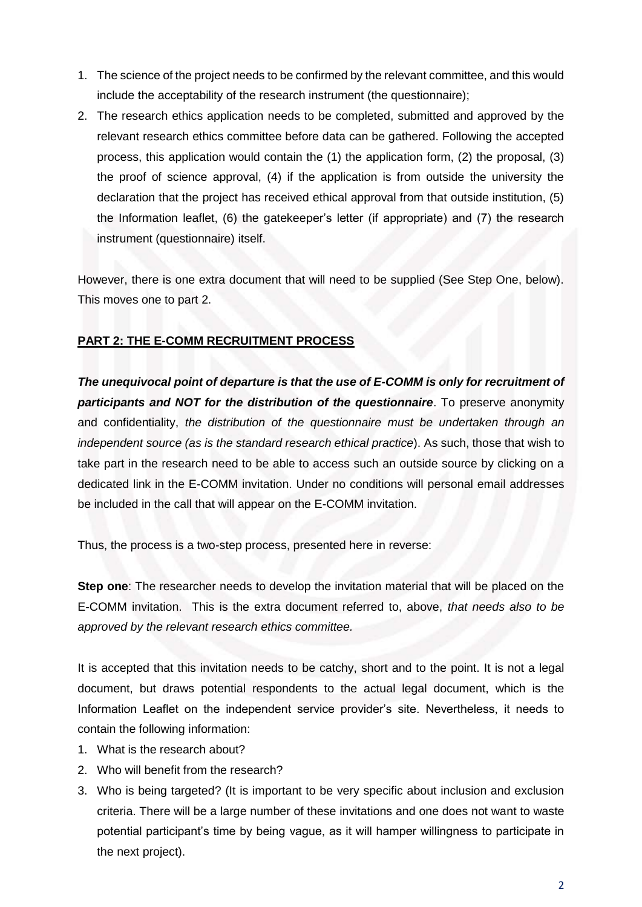1. The science of the project needs to be confirmed by the relevant committee, and this would include the acceptability of the research instrument (the questionnaire);
2. The research ethics application needs to be completed, submitted and approved by the relevant research ethics committee before data can be gathered. Following the accepted process, this application would contain the (1) the application form, (2) the proposal, (3) the proof of science approval, (4) if the application is from outside the university the declaration that the project has received ethical approval from that outside institution, (5) the Information leaflet, (6) the gatekeeper's letter (if appropriate) and (7) the research instrument (questionnaire) itself.

However, there is one extra document that will need to be supplied (See Step One, below). This moves one to part 2.

## PART 2: THE E-COMM RECRUITMENT PROCESS

***The unequivocal point of departure is that the use of E-COMM is only for recruitment of participants and NOT for the distribution of the questionnaire***. To preserve anonymity and confidentiality, *the distribution of the questionnaire must be undertaken through an independent source (as is the standard research ethical practice*). As such, those that wish to take part in the research need to be able to access such an outside source by clicking on a dedicated link in the E-COMM invitation. Under no conditions will personal email addresses be included in the call that will appear on the E-COMM invitation.

Thus, the process is a two-step process, presented here in reverse:

**Step one**: The researcher needs to develop the invitation material that will be placed on the E-COMM invitation. This is the extra document referred to, above, *that needs also to be approved by the relevant research ethics committee.*

It is accepted that this invitation needs to be catchy, short and to the point. It is not a legal document, but draws potential respondents to the actual legal document, which is the Information Leaflet on the independent service provider's site. Nevertheless, it needs to contain the following information:

1. What is the research about?
2. Who will benefit from the research?
3. Who is being targeted? (It is important to be very specific about inclusion and exclusion criteria. There will be a large number of these invitations and one does not want to waste potential participant's time by being vague, as it will hamper willingness to participate in the next project).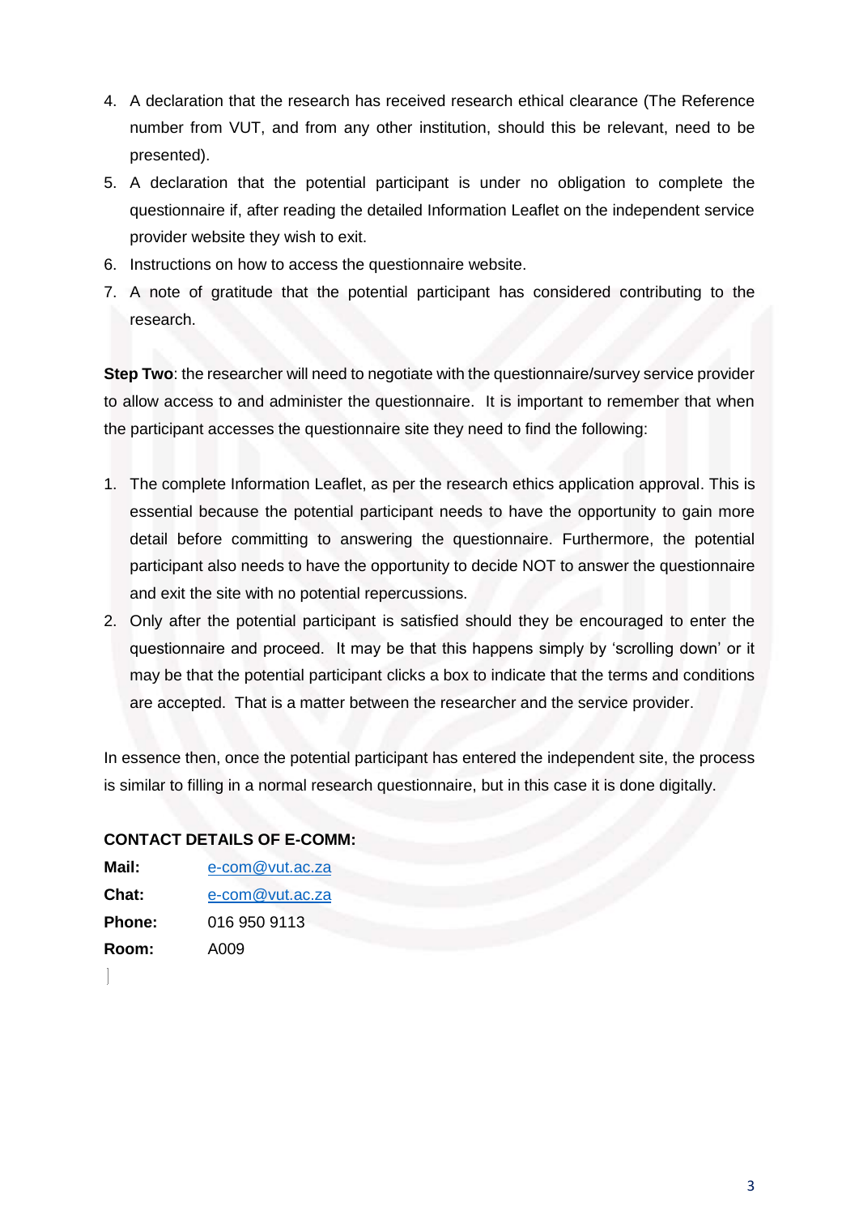4. A declaration that the research has received research ethical clearance (The Reference number from VUT, and from any other institution, should this be relevant, need to be presented).
5. A declaration that the potential participant is under no obligation to complete the questionnaire if, after reading the detailed Information Leaflet on the independent service provider website they wish to exit.
6. Instructions on how to access the questionnaire website.
7. A note of gratitude that the potential participant has considered contributing to the research.

**Step Two**: the researcher will need to negotiate with the questionnaire/survey service provider to allow access to and administer the questionnaire. It is important to remember that when the participant accesses the questionnaire site they need to find the following:

1. The complete Information Leaflet, as per the research ethics application approval. This is essential because the potential participant needs to have the opportunity to gain more detail before committing to answering the questionnaire. Furthermore, the potential participant also needs to have the opportunity to decide NOT to answer the questionnaire and exit the site with no potential repercussions.
2. Only after the potential participant is satisfied should they be encouraged to enter the questionnaire and proceed. It may be that this happens simply by 'scrolling down' or it may be that the potential participant clicks a box to indicate that the terms and conditions are accepted. That is a matter between the researcher and the service provider.

In essence then, once the potential participant has entered the independent site, the process is similar to filling in a normal research questionnaire, but in this case it is done digitally.

**CONTACT DETAILS OF E-COMM:**

| | |
|---|---|
| **Mail:** | e-com@vut.ac.za |
| **Chat:** | e-com@vut.ac.za |
| **Phone:** | 016 950 9113 |
| **Room:** | A009 |